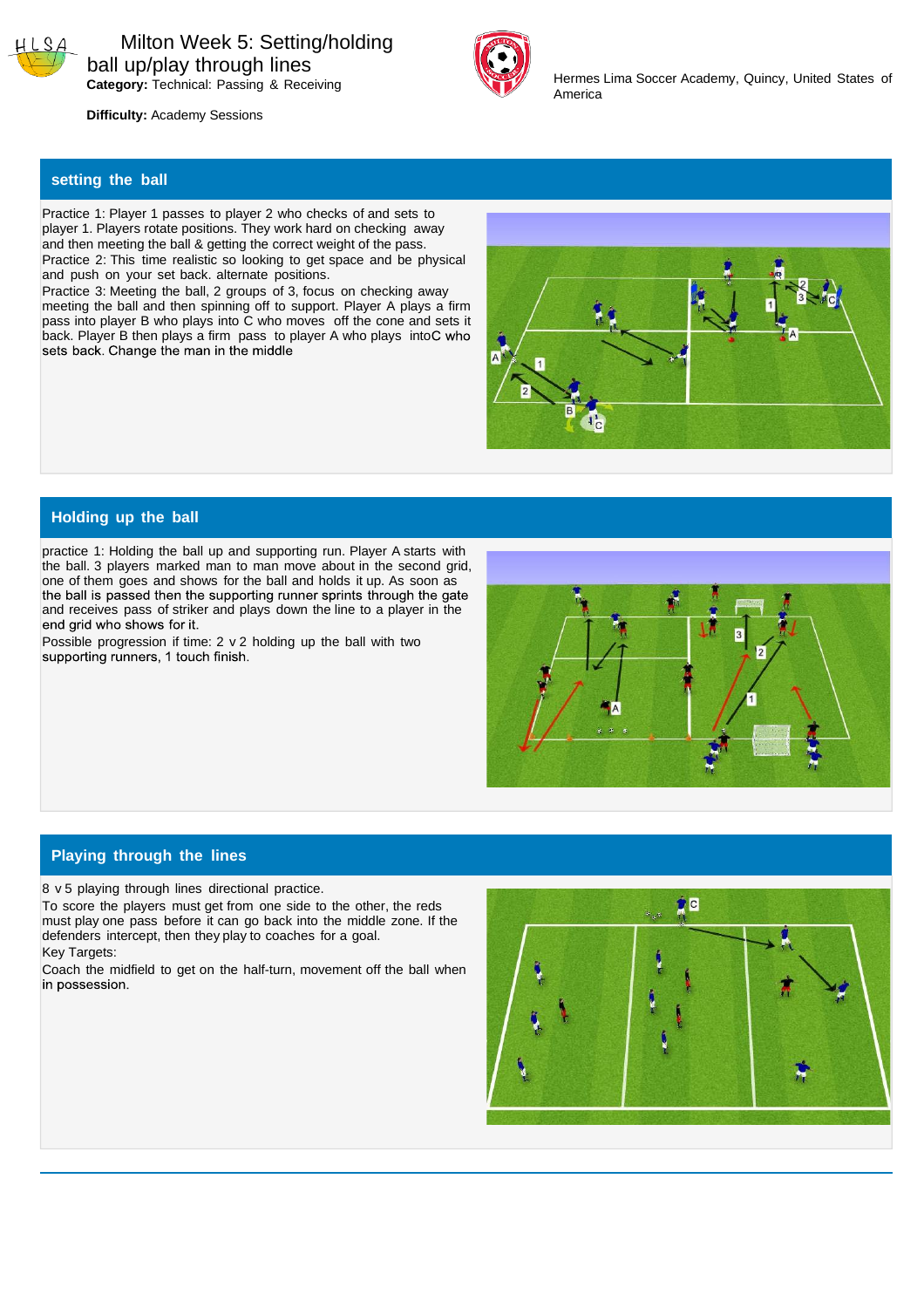# Milton Week 5: Setting/holding ball up/play through lines

**Category:** Technical: Passing & Receiving

**Difficulty:** Academy Sessions

Hermes Lima Soccer Academy, Quincy, United States of America

## setting the ball

Practice 1: Player 1 passes to player 2 who checks of and sets to player 1. Players rotate positions. They work hard on checking away and then meeting the ball & getting the correct weight of the pass.
Practice 2: This time realistic so looking to get space and be physical and push on your set back. alternate positions.
Practice 3: Meeting the ball, 2 groups of 3, focus on checking away meeting the ball and then spinning off to support. Player A plays a firm pass into player B who plays into C who moves off the cone and sets it back. Player B then plays a firm pass to player A who plays intoC who sets back. Change the man in the middle

## Holding up the ball

practice 1: Holding the ball up and supporting run. Player A starts with the ball. 3 players marked man to man move about in the second grid, one of them goes and shows for the ball and holds it up. As soon as the ball is passed then the supporting runner sprints through the gate and receives pass of striker and plays down the line to a player in the end grid who shows for it.
Possible progression if time: 2 v 2 holding up the ball with two supporting runners, 1 touch finish.

## Playing through the lines

8 v 5 playing through lines directional practice.
To score the players must get from one side to the other, the reds must play one pass before it can go back into the middle zone. If the defenders intercept, then they play to coaches for a goal.
Key Targets:
Coach the midfield to get on the half-turn, movement off the ball when in possession.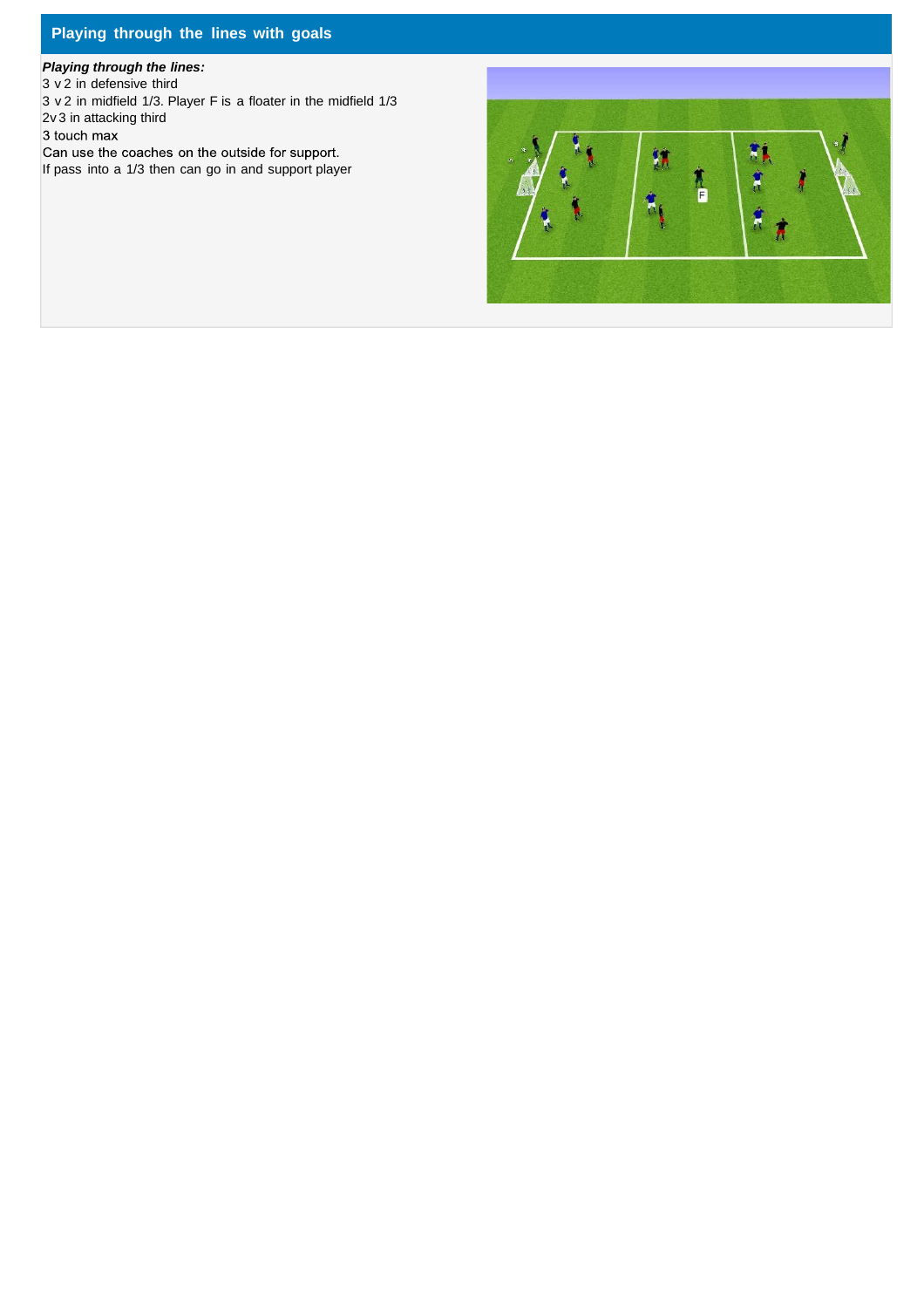## Playing through the lines with goals

***Playing through the lines:***

3 v 2 in defensive third

3 v 2 in midfield 1/3. Player F is a floater in the midfield 1/3

2v 3 in attacking third

3 touch max

Can use the coaches on the outside for support.

If pass into a 1/3 then can go in and support player